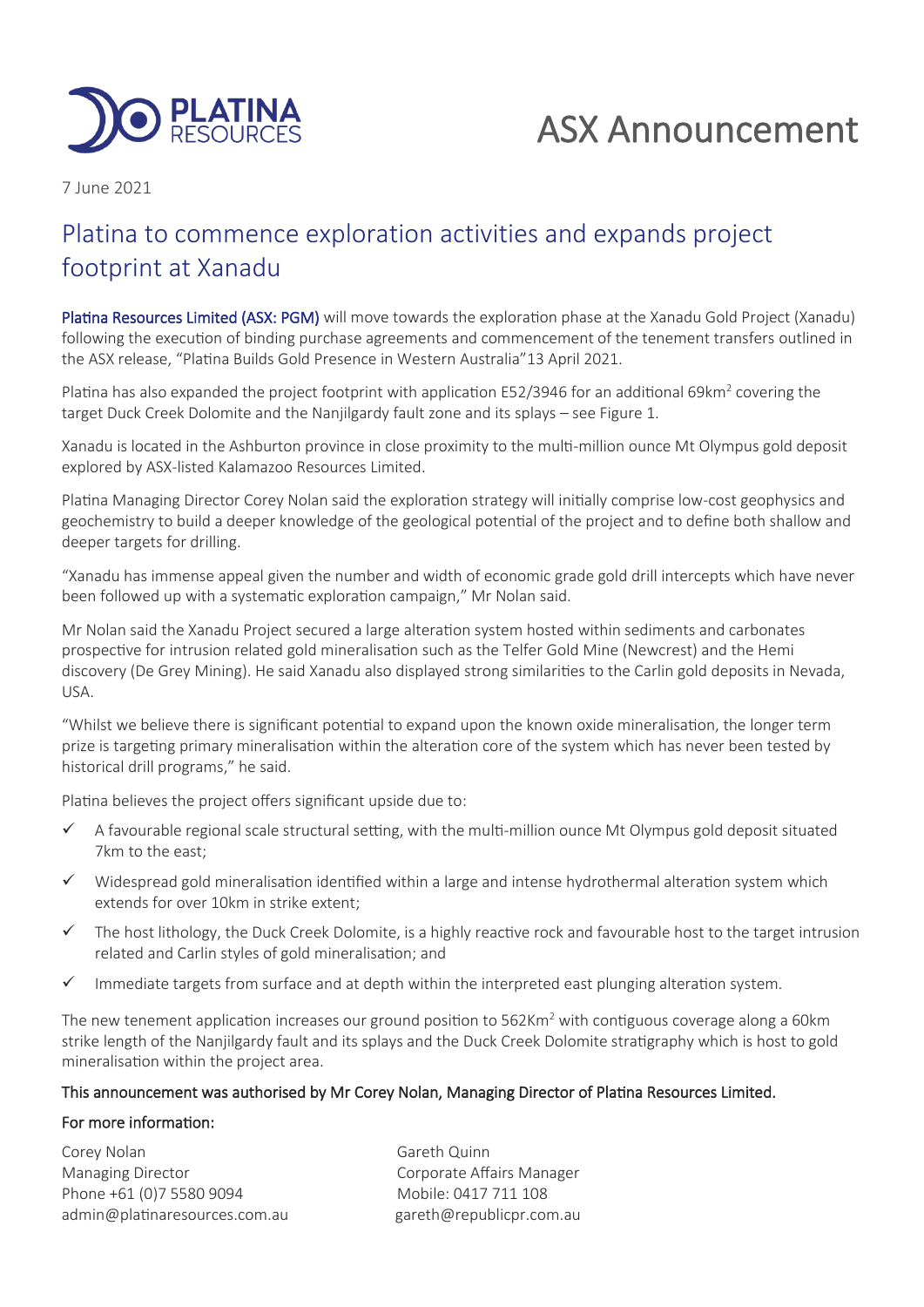# ASX Announcement

7 June 2021

## Platina to commence exploration activities and expands project footprint at Xanadu

Platina Resources Limited (ASX: PGM) will move towards the exploration phase at the Xanadu Gold Project (Xanadu) following the execution of binding purchase agreements and commencement of the tenement transfers outlined in the ASX release, "Platina Builds Gold Presence in Western Australia"13 April 2021.

Platina has also expanded the project footprint with application E52/3946 for an additional 69km$^2$ covering the target Duck Creek Dolomite and the Nanjilgardy fault zone and its splays – see Figure 1.

Xanadu is located in the Ashburton province in close proximity to the multi-million ounce Mt Olympus gold deposit explored by ASX-listed Kalamazoo Resources Limited.

Platina Managing Director Corey Nolan said the exploration strategy will initially comprise low-cost geophysics and geochemistry to build a deeper knowledge of the geological potential of the project and to define both shallow and deeper targets for drilling.

"Xanadu has immense appeal given the number and width of economic grade gold drill intercepts which have never been followed up with a systematic exploration campaign," Mr Nolan said.

Mr Nolan said the Xanadu Project secured a large alteration system hosted within sediments and carbonates prospective for intrusion related gold mineralisation such as the Telfer Gold Mine (Newcrest) and the Hemi discovery (De Grey Mining). He said Xanadu also displayed strong similarities to the Carlin gold deposits in Nevada, USA.

"Whilst we believe there is significant potential to expand upon the known oxide mineralisation, the longer term prize is targeting primary mineralisation within the alteration core of the system which has never been tested by historical drill programs," he said.

Platina believes the project offers significant upside due to:

- ✓ A favourable regional scale structural setting, with the multi-million ounce Mt Olympus gold deposit situated 7km to the east;
- ✓ Widespread gold mineralisation identified within a large and intense hydrothermal alteration system which extends for over 10km in strike extent;
- ✓ The host lithology, the Duck Creek Dolomite, is a highly reactive rock and favourable host to the target intrusion related and Carlin styles of gold mineralisation; and
- ✓ Immediate targets from surface and at depth within the interpreted east plunging alteration system.

The new tenement application increases our ground position to 562Km$^2$ with contiguous coverage along a 60km strike length of the Nanjilgardy fault and its splays and the Duck Creek Dolomite stratigraphy which is host to gold mineralisation within the project area.

**This announcement was authorised by Mr Corey Nolan, Managing Director of Platina Resources Limited.**

**For more information:**

Corey Nolan
Managing Director
Phone +61 (0)7 5580 9094
admin@platinaresources.com.au

Gareth Quinn
Corporate Affairs Manager
Mobile: 0417 711 108
gareth@republicpr.com.au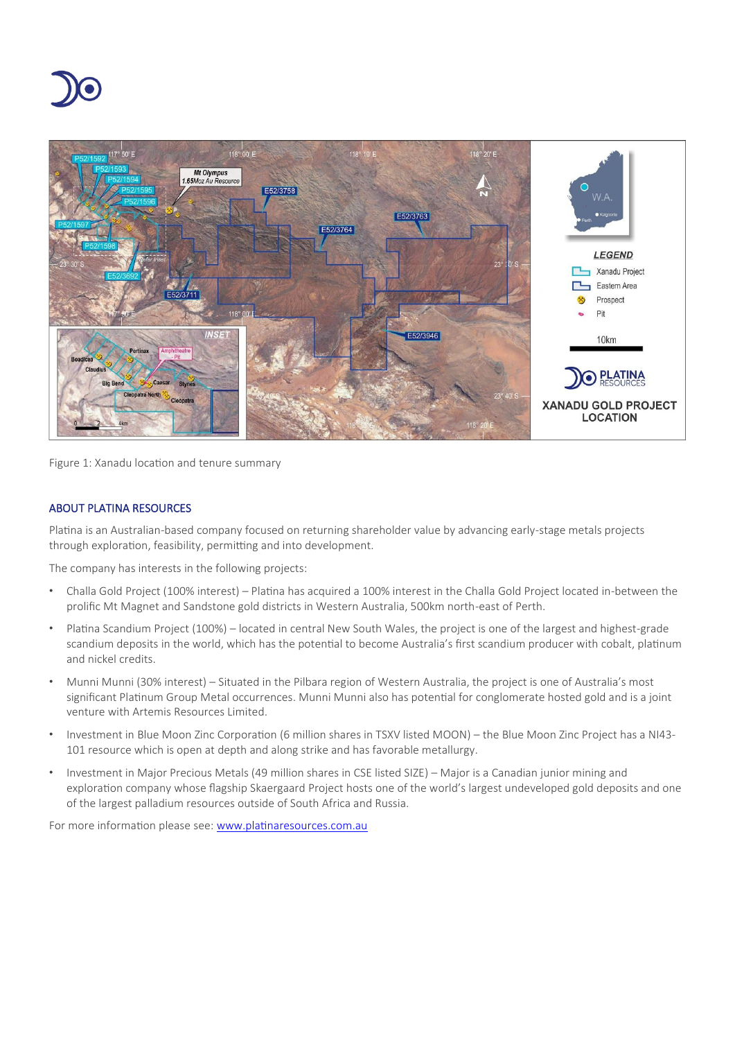Figure 1: Xanadu location and tenure summary

## ABOUT PLATINA RESOURCES

Platina is an Australian-based company focused on returning shareholder value by advancing early-stage metals projects through exploration, feasibility, permitting and into development.

The company has interests in the following projects:

- Challa Gold Project (100% interest) – Platina has acquired a 100% interest in the Challa Gold Project located in-between the prolific Mt Magnet and Sandstone gold districts in Western Australia, 500km north-east of Perth.
- Platina Scandium Project (100%) – located in central New South Wales, the project is one of the largest and highest-grade scandium deposits in the world, which has the potential to become Australia's first scandium producer with cobalt, platinum and nickel credits.
- Munni Munni (30% interest) – Situated in the Pilbara region of Western Australia, the project is one of Australia's most significant Platinum Group Metal occurrences. Munni Munni also has potential for conglomerate hosted gold and is a joint venture with Artemis Resources Limited.
- Investment in Blue Moon Zinc Corporation (6 million shares in TSXV listed MOON) – the Blue Moon Zinc Project has a NI43-101 resource which is open at depth and along strike and has favorable metallurgy.
- Investment in Major Precious Metals (49 million shares in CSE listed SIZE) – Major is a Canadian junior mining and exploration company whose flagship Skaergaard Project hosts one of the world's largest undeveloped gold deposits and one of the largest palladium resources outside of South Africa and Russia.

For more information please see: www.platinaresources.com.au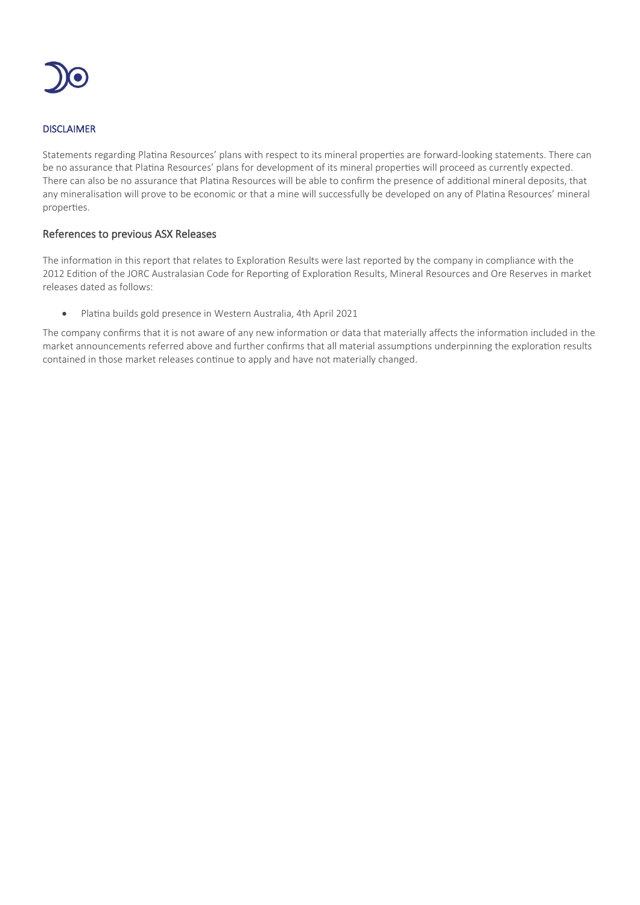## DISCLAIMER

Statements regarding Platina Resources' plans with respect to its mineral properties are forward-looking statements. There can be no assurance that Platina Resources' plans for development of its mineral properties will proceed as currently expected. There can also be no assurance that Platina Resources will be able to confirm the presence of additional mineral deposits, that any mineralisation will prove to be economic or that a mine will successfully be developed on any of Platina Resources' mineral properties.

## References to previous ASX Releases

The information in this report that relates to Exploration Results were last reported by the company in compliance with the 2012 Edition of the JORC Australasian Code for Reporting of Exploration Results, Mineral Resources and Ore Reserves in market releases dated as follows:

- Platina builds gold presence in Western Australia, 4th April 2021

The company confirms that it is not aware of any new information or data that materially affects the information included in the market announcements referred above and further confirms that all material assumptions underpinning the exploration results contained in those market releases continue to apply and have not materially changed.